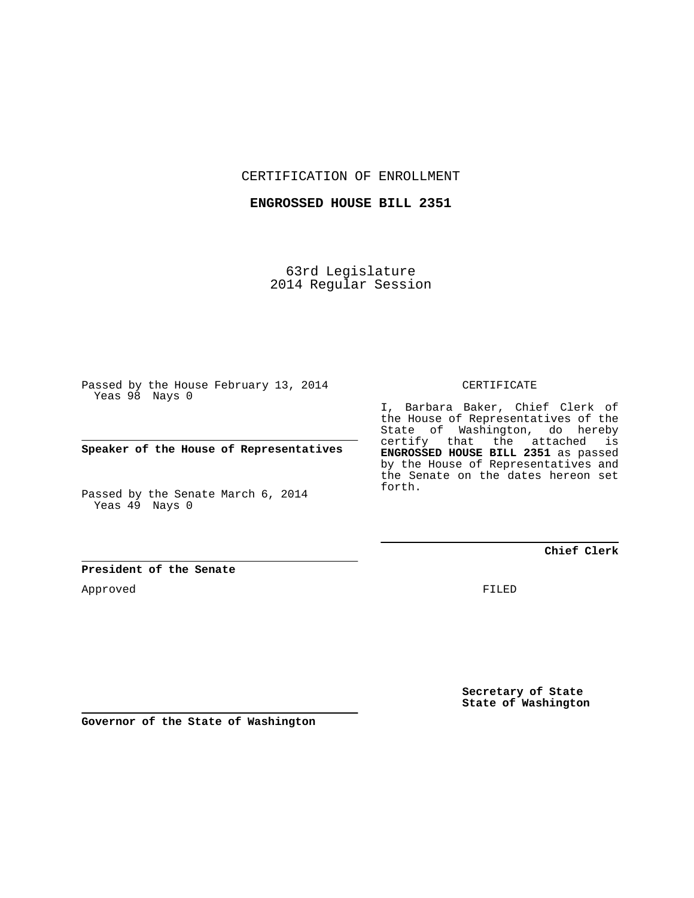CERTIFICATION OF ENROLLMENT

**ENGROSSED HOUSE BILL 2351**

63rd Legislature
2014 Regular Session

Passed by the House February 13, 2014
Yeas 98 Nays 0

**Speaker of the House of Representatives**

Passed by the Senate March 6, 2014
Yeas 49 Nays 0

**President of the Senate**

Approved

**Governor of the State of Washington**

CERTIFICATE

I, Barbara Baker, Chief Clerk of the House of Representatives of the State of Washington, do hereby certify that the attached is **ENGROSSED HOUSE BILL 2351** as passed by the House of Representatives and the Senate on the dates hereon set forth.

**Chief Clerk**

FILED

**Secretary of State**
**State of Washington**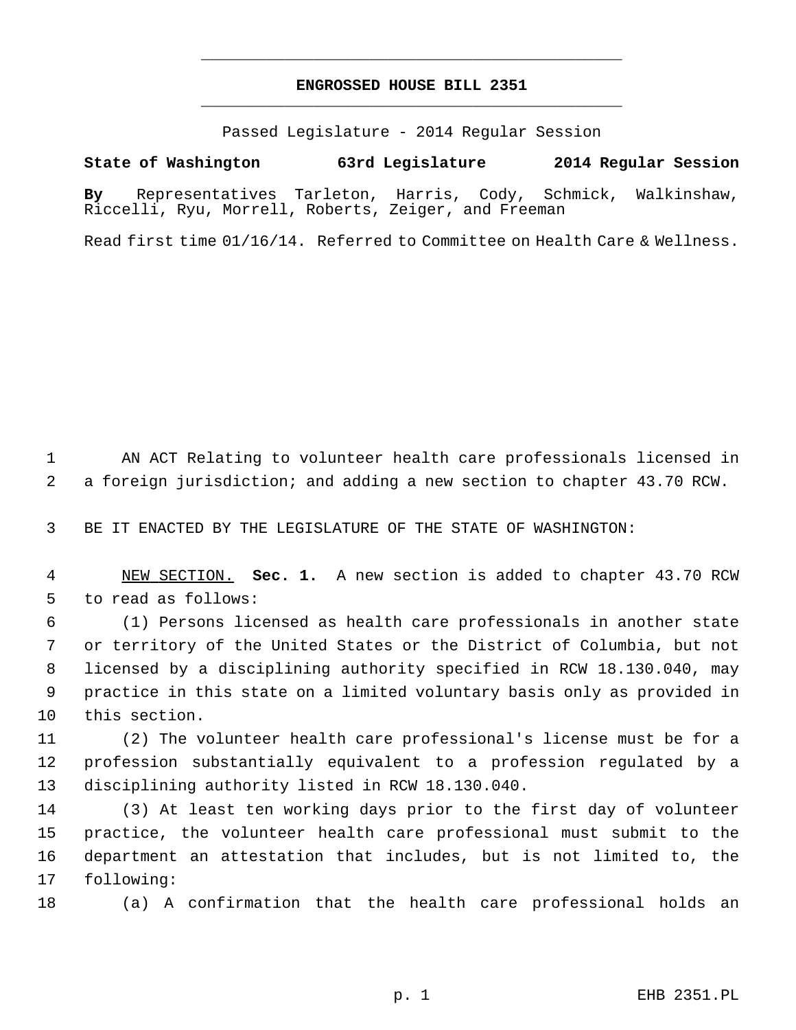# ENGROSSED HOUSE BILL 2351

Passed Legislature - 2014 Regular Session

**State of Washington 63rd Legislature 2014 Regular Session**

**By** Representatives Tarleton, Harris, Cody, Schmick, Walkinshaw, Riccelli, Ryu, Morrell, Roberts, Zeiger, and Freeman

Read first time 01/16/14. Referred to Committee on Health Care & Wellness.

AN ACT Relating to volunteer health care professionals licensed in a foreign jurisdiction; and adding a new section to chapter 43.70 RCW.

BE IT ENACTED BY THE LEGISLATURE OF THE STATE OF WASHINGTON:

NEW SECTION. **Sec. 1.** A new section is added to chapter 43.70 RCW to read as follows:

(1) Persons licensed as health care professionals in another state or territory of the United States or the District of Columbia, but not licensed by a disciplining authority specified in RCW 18.130.040, may practice in this state on a limited voluntary basis only as provided in this section.

(2) The volunteer health care professional's license must be for a profession substantially equivalent to a profession regulated by a disciplining authority listed in RCW 18.130.040.

(3) At least ten working days prior to the first day of volunteer practice, the volunteer health care professional must submit to the department an attestation that includes, but is not limited to, the following:

(a) A confirmation that the health care professional holds an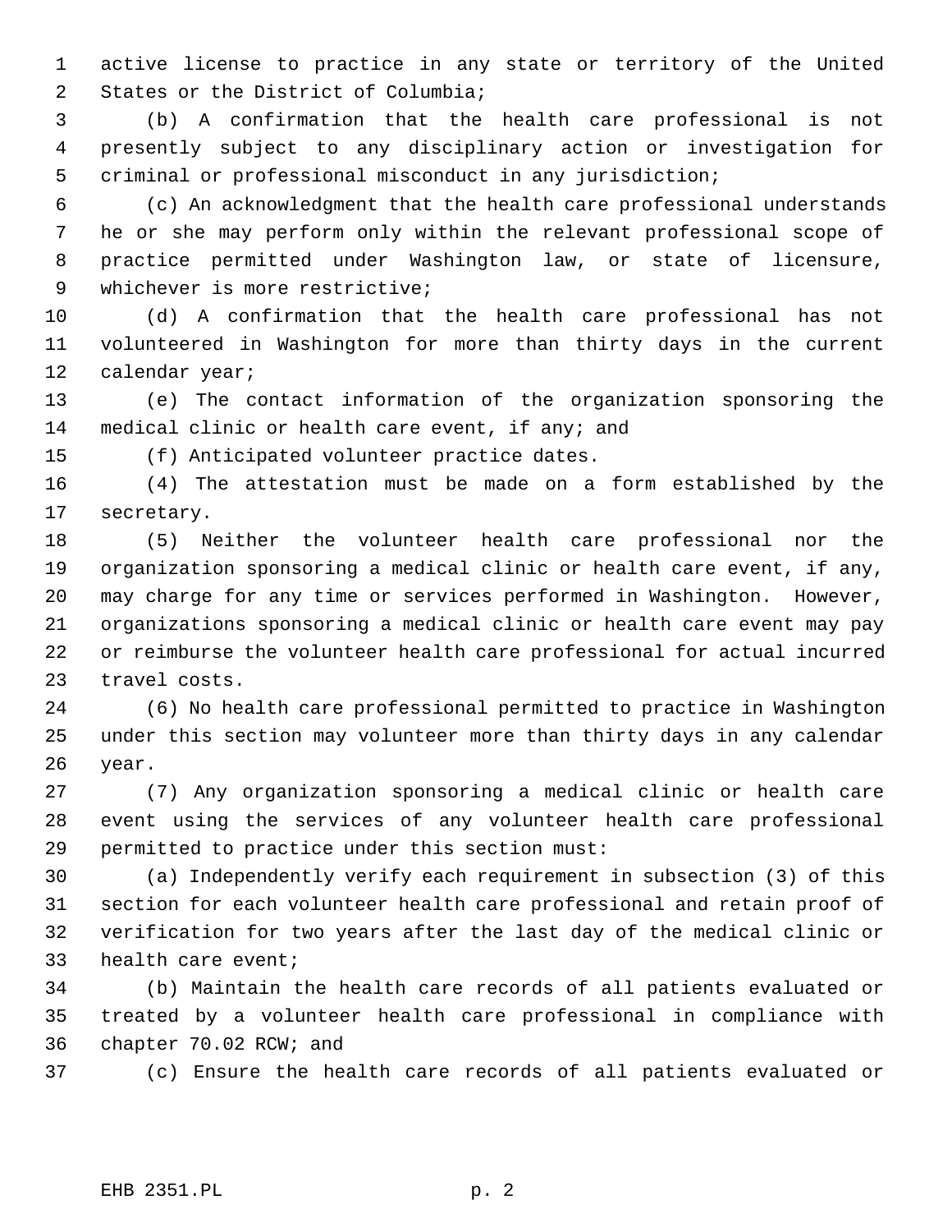active license to practice in any state or territory of the United States or the District of Columbia;

(b) A confirmation that the health care professional is not presently subject to any disciplinary action or investigation for criminal or professional misconduct in any jurisdiction;

(c) An acknowledgment that the health care professional understands he or she may perform only within the relevant professional scope of practice permitted under Washington law, or state of licensure, whichever is more restrictive;

(d) A confirmation that the health care professional has not volunteered in Washington for more than thirty days in the current calendar year;

(e) The contact information of the organization sponsoring the medical clinic or health care event, if any; and

(f) Anticipated volunteer practice dates.

(4) The attestation must be made on a form established by the secretary.

(5) Neither the volunteer health care professional nor the organization sponsoring a medical clinic or health care event, if any, may charge for any time or services performed in Washington. However, organizations sponsoring a medical clinic or health care event may pay or reimburse the volunteer health care professional for actual incurred travel costs.

(6) No health care professional permitted to practice in Washington under this section may volunteer more than thirty days in any calendar year.

(7) Any organization sponsoring a medical clinic or health care event using the services of any volunteer health care professional permitted to practice under this section must:

(a) Independently verify each requirement in subsection (3) of this section for each volunteer health care professional and retain proof of verification for two years after the last day of the medical clinic or health care event;

(b) Maintain the health care records of all patients evaluated or treated by a volunteer health care professional in compliance with chapter 70.02 RCW; and

(c) Ensure the health care records of all patients evaluated or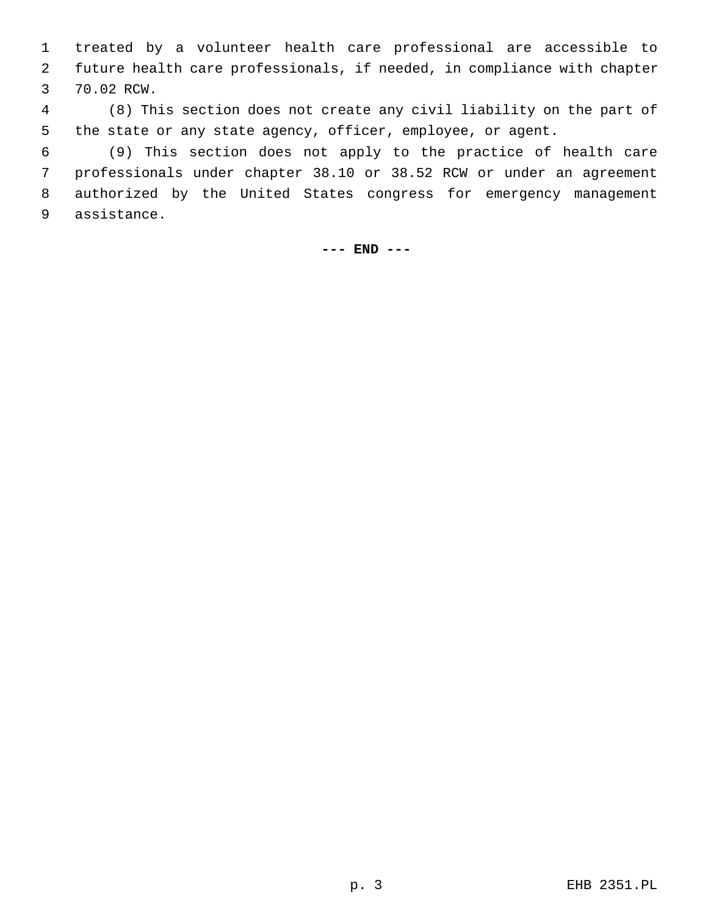treated by a volunteer health care professional are accessible to future health care professionals, if needed, in compliance with chapter 70.02 RCW.

(8) This section does not create any civil liability on the part of the state or any state agency, officer, employee, or agent.

(9) This section does not apply to the practice of health care professionals under chapter 38.10 or 38.52 RCW or under an agreement authorized by the United States congress for emergency management assistance.

**--- END ---**